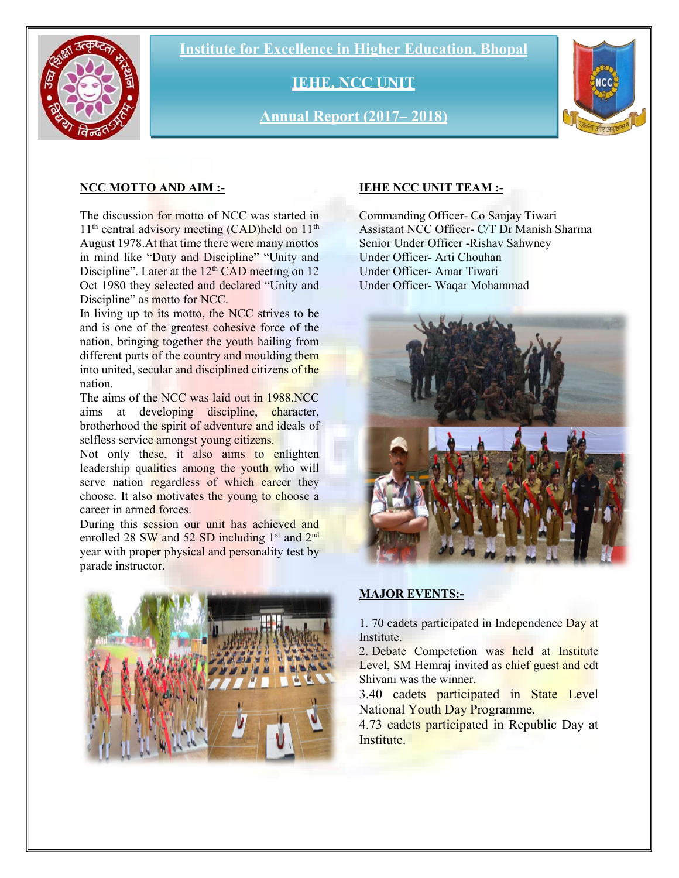# Institute for Excellence in Higher Education, Bhopal

## IEHE, NCC UNIT

## Annual Report (2017– 2018)

### NCC MOTTO AND AIM :-

The discussion for motto of NCC was started in 11th central advisory meeting (CAD)held on 11th August 1978.At that time there were many mottos in mind like "Duty and Discipline" "Unity and Discipline". Later at the 12th CAD meeting on 12 Oct 1980 they selected and declared "Unity and Discipline" as motto for NCC.

In living up to its motto, the NCC strives to be and is one of the greatest cohesive force of the nation, bringing together the youth hailing from different parts of the country and moulding them into united, secular and disciplined citizens of the nation.

The aims of the NCC was laid out in 1988.NCC aims at developing discipline, character, brotherhood the spirit of adventure and ideals of selfless service amongst young citizens.

Not only these, it also aims to enlighten leadership qualities among the youth who will serve nation regardless of which career they choose. It also motivates the young to choose a career in armed forces.

During this session our unit has achieved and enrolled 28 SW and 52 SD including 1st and 2nd year with proper physical and personality test by parade instructor.

### IEHE NCC UNIT TEAM :-

Commanding Officer- Co Sanjay Tiwari
Assistant NCC Officer- C/T Dr Manish Sharma
Senior Under Officer -Rishav Sahwney
Under Officer- Arti Chouhan
Under Officer- Amar Tiwari
Under Officer- Waqar Mohammad

### MAJOR EVENTS:-

1. 70 cadets participated in Independence Day at Institute.
2. Debate Competetion was held at Institute Level, SM Hemraj invited as chief guest and cdt Shivani was the winner.
3. 40 cadets participated in State Level National Youth Day Programme.
4. 73 cadets participated in Republic Day at Institute.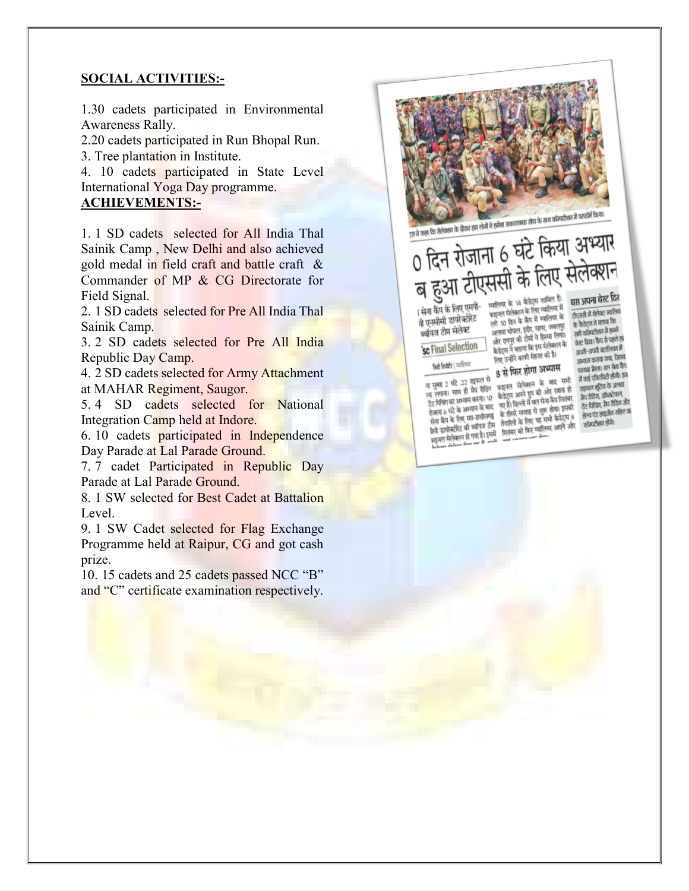**SOCIAL ACTIVITIES:-**

1.30 cadets participated in Environmental Awareness Rally.
2.20 cadets participated in Run Bhopal Run.
3. Tree plantation in Institute.
4. 10 cadets participated in State Level International Yoga Day programme.

**ACHIEVEMENTS:-**

1. 1 SD cadets selected for All India Thal Sainik Camp , New Delhi and also achieved gold medal in field craft and battle craft & Commander of MP & CG Directorate for Field Signal.
2. 1 SD cadets selected for Pre All India Thal Sainik Camp.
3. 2 SD cadets selected for Pre All India Republic Day Camp.
4. 2 SD cadets selected for Army Attachment at MAHAR Regiment, Saugor.
5. 4 SD cadets selected for National Integration Camp held at Indore.
6. 10 cadets participated in Independence Day Parade at Lal Parade Ground.
7. 7 cadet Participated in Republic Day Parade at Lal Parade Ground.
8. 1 SW selected for Best Cadet at Battalion Level.
9. 1 SW Cadet selected for Flag Exchange Programme held at Raipur, CG and got cash prize.
10. 15 cadets and 25 cadets passed NCC "B" and "C" certificate examination respectively.